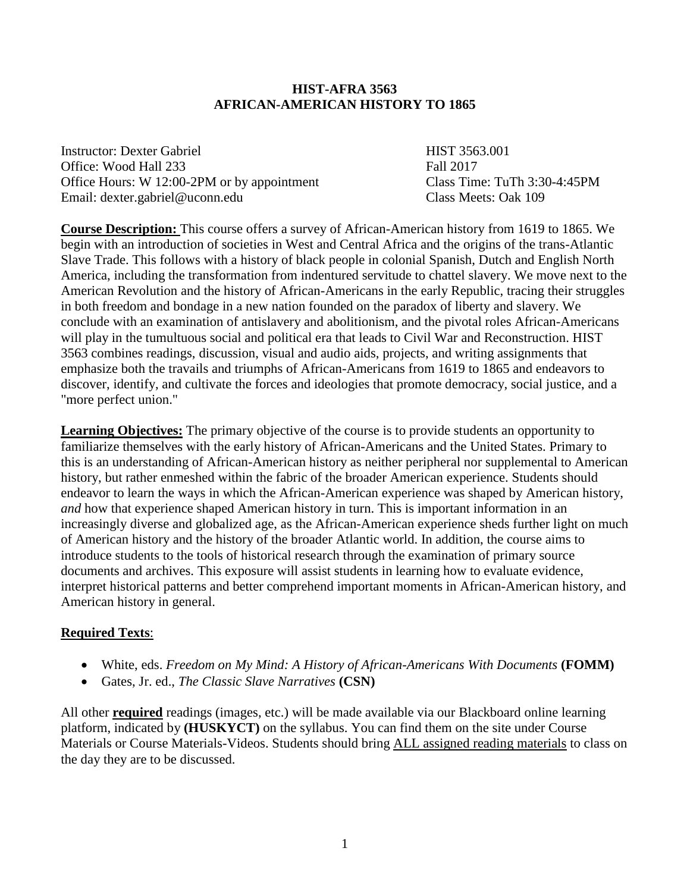# HIST-AFRA 3563
# AFRICAN-AMERICAN HISTORY TO 1865

Instructor: Dexter Gabriel
Office: Wood Hall 233
Office Hours: W 12:00-2PM or by appointment
Email: dexter.gabriel@uconn.edu

HIST 3563.001
Fall 2017
Class Time: TuTh 3:30-4:45PM
Class Meets: Oak 109

**Course Description:** This course offers a survey of African-American history from 1619 to 1865. We begin with an introduction of societies in West and Central Africa and the origins of the trans-Atlantic Slave Trade. This follows with a history of black people in colonial Spanish, Dutch and English North America, including the transformation from indentured servitude to chattel slavery. We move next to the American Revolution and the history of African-Americans in the early Republic, tracing their struggles in both freedom and bondage in a new nation founded on the paradox of liberty and slavery. We conclude with an examination of antislavery and abolitionism, and the pivotal roles African-Americans will play in the tumultuous social and political era that leads to Civil War and Reconstruction. HIST 3563 combines readings, discussion, visual and audio aids, projects, and writing assignments that emphasize both the travails and triumphs of African-Americans from 1619 to 1865 and endeavors to discover, identify, and cultivate the forces and ideologies that promote democracy, social justice, and a "more perfect union."

**Learning Objectives:** The primary objective of the course is to provide students an opportunity to familiarize themselves with the early history of African-Americans and the United States. Primary to this is an understanding of African-American history as neither peripheral nor supplemental to American history, but rather enmeshed within the fabric of the broader American experience. Students should endeavor to learn the ways in which the African-American experience was shaped by American history, *and* how that experience shaped American history in turn. This is important information in an increasingly diverse and globalized age, as the African-American experience sheds further light on much of American history and the history of the broader Atlantic world. In addition, the course aims to introduce students to the tools of historical research through the examination of primary source documents and archives. This exposure will assist students in learning how to evaluate evidence, interpret historical patterns and better comprehend important moments in African-American history, and American history in general.

**Required Texts**:

- White, eds. *Freedom on My Mind: A History of African-Americans With Documents* **(FOMM)**
- Gates, Jr. ed., *The Classic Slave Narratives* **(CSN)**

All other **required** readings (images, etc.) will be made available via our Blackboard online learning platform, indicated by **(HUSKYCT)** on the syllabus. You can find them on the site under Course Materials or Course Materials-Videos. Students should bring ALL assigned reading materials to class on the day they are to be discussed.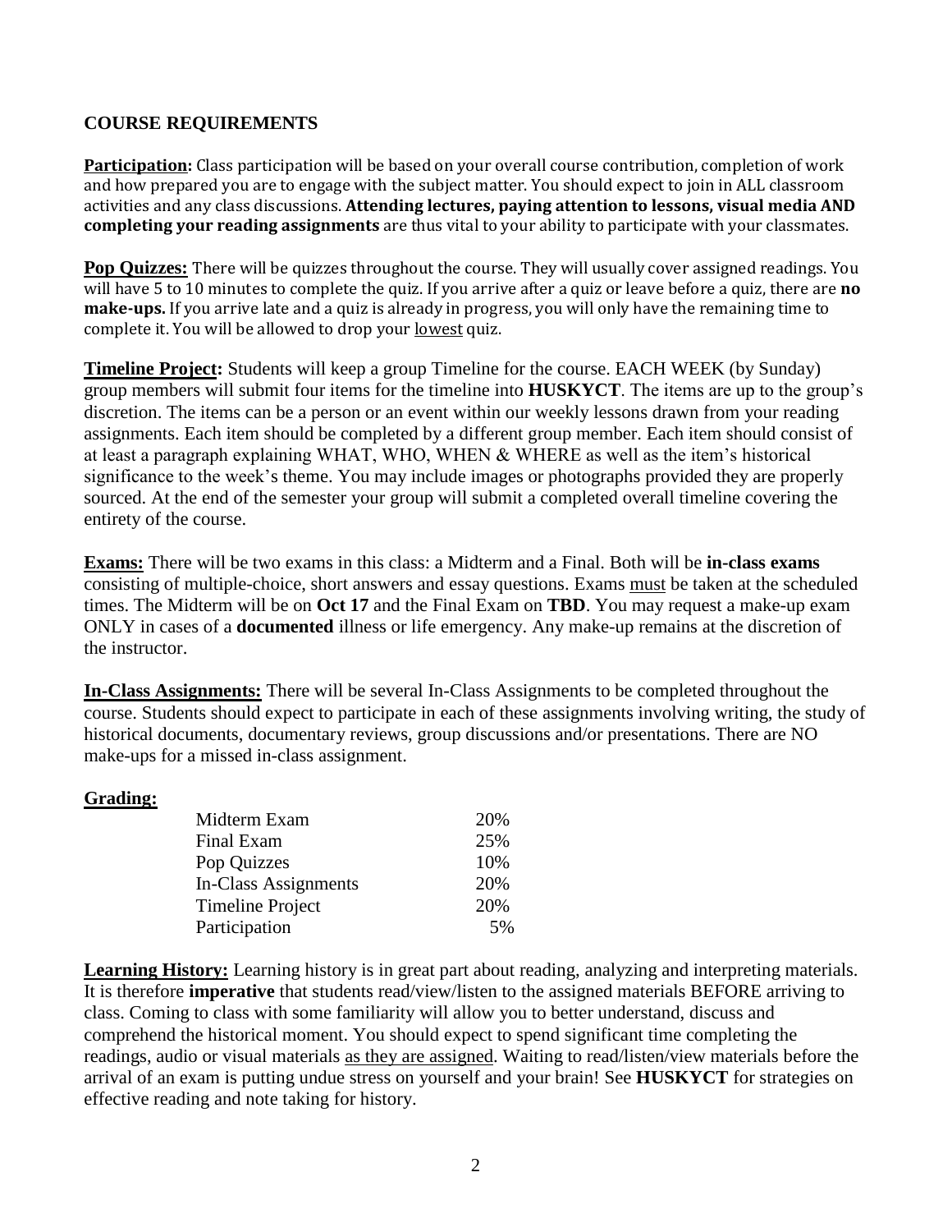## COURSE REQUIREMENTS

**Participation:** Class participation will be based on your overall course contribution, completion of work and how prepared you are to engage with the subject matter. You should expect to join in ALL classroom activities and any class discussions. **Attending lectures, paying attention to lessons, visual media AND completing your reading assignments** are thus vital to your ability to participate with your classmates.

**Pop Quizzes:** There will be quizzes throughout the course. They will usually cover assigned readings. You will have 5 to 10 minutes to complete the quiz. If you arrive after a quiz or leave before a quiz, there are **no make-ups.** If you arrive late and a quiz is already in progress, you will only have the remaining time to complete it. You will be allowed to drop your lowest quiz.

**Timeline Project:** Students will keep a group Timeline for the course. EACH WEEK (by Sunday) group members will submit four items for the timeline into **HUSKYCT**. The items are up to the group's discretion. The items can be a person or an event within our weekly lessons drawn from your reading assignments. Each item should be completed by a different group member. Each item should consist of at least a paragraph explaining WHAT, WHO, WHEN & WHERE as well as the item's historical significance to the week's theme. You may include images or photographs provided they are properly sourced. At the end of the semester your group will submit a completed overall timeline covering the entirety of the course.

**Exams:** There will be two exams in this class: a Midterm and a Final. Both will be **in-class exams** consisting of multiple-choice, short answers and essay questions. Exams must be taken at the scheduled times. The Midterm will be on **Oct 17** and the Final Exam on **TBD**. You may request a make-up exam ONLY in cases of a **documented** illness or life emergency. Any make-up remains at the discretion of the instructor.

**In-Class Assignments:** There will be several In-Class Assignments to be completed throughout the course. Students should expect to participate in each of these assignments involving writing, the study of historical documents, documentary reviews, group discussions and/or presentations. There are NO make-ups for a missed in-class assignment.

**Grading:**

| Component | Weight |
|---|---|
| Midterm Exam | 20% |
| Final Exam | 25% |
| Pop Quizzes | 10% |
| In-Class Assignments | 20% |
| Timeline Project | 20% |
| Participation | 5% |

**Learning History:** Learning history is in great part about reading, analyzing and interpreting materials. It is therefore **imperative** that students read/view/listen to the assigned materials BEFORE arriving to class. Coming to class with some familiarity will allow you to better understand, discuss and comprehend the historical moment. You should expect to spend significant time completing the readings, audio or visual materials as they are assigned. Waiting to read/listen/view materials before the arrival of an exam is putting undue stress on yourself and your brain! See **HUSKYCT** for strategies on effective reading and note taking for history.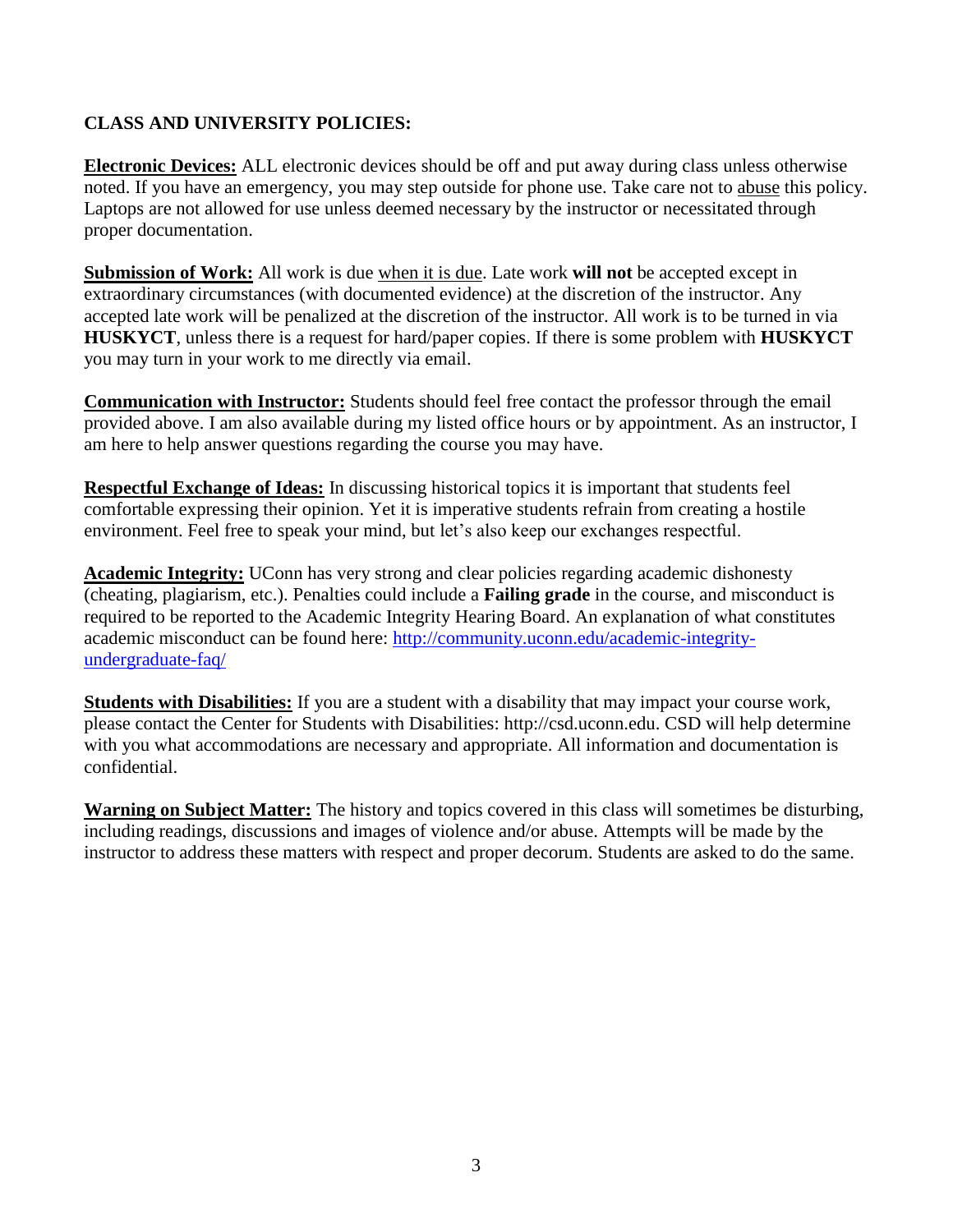## CLASS AND UNIVERSITY POLICIES:

**Electronic Devices:** ALL electronic devices should be off and put away during class unless otherwise noted. If you have an emergency, you may step outside for phone use. Take care not to abuse this policy. Laptops are not allowed for use unless deemed necessary by the instructor or necessitated through proper documentation.

**Submission of Work:** All work is due when it is due. Late work **will not** be accepted except in extraordinary circumstances (with documented evidence) at the discretion of the instructor. Any accepted late work will be penalized at the discretion of the instructor. All work is to be turned in via **HUSKYCT**, unless there is a request for hard/paper copies. If there is some problem with **HUSKYCT** you may turn in your work to me directly via email.

**Communication with Instructor:** Students should feel free contact the professor through the email provided above. I am also available during my listed office hours or by appointment. As an instructor, I am here to help answer questions regarding the course you may have.

**Respectful Exchange of Ideas:** In discussing historical topics it is important that students feel comfortable expressing their opinion. Yet it is imperative students refrain from creating a hostile environment. Feel free to speak your mind, but let's also keep our exchanges respectful.

**Academic Integrity:** UConn has very strong and clear policies regarding academic dishonesty (cheating, plagiarism, etc.). Penalties could include a **Failing grade** in the course, and misconduct is required to be reported to the Academic Integrity Hearing Board. An explanation of what constitutes academic misconduct can be found here: http://community.uconn.edu/academic-integrity-undergraduate-faq/

**Students with Disabilities:** If you are a student with a disability that may impact your course work, please contact the Center for Students with Disabilities: http://csd.uconn.edu. CSD will help determine with you what accommodations are necessary and appropriate. All information and documentation is confidential.

**Warning on Subject Matter:** The history and topics covered in this class will sometimes be disturbing, including readings, discussions and images of violence and/or abuse. Attempts will be made by the instructor to address these matters with respect and proper decorum. Students are asked to do the same.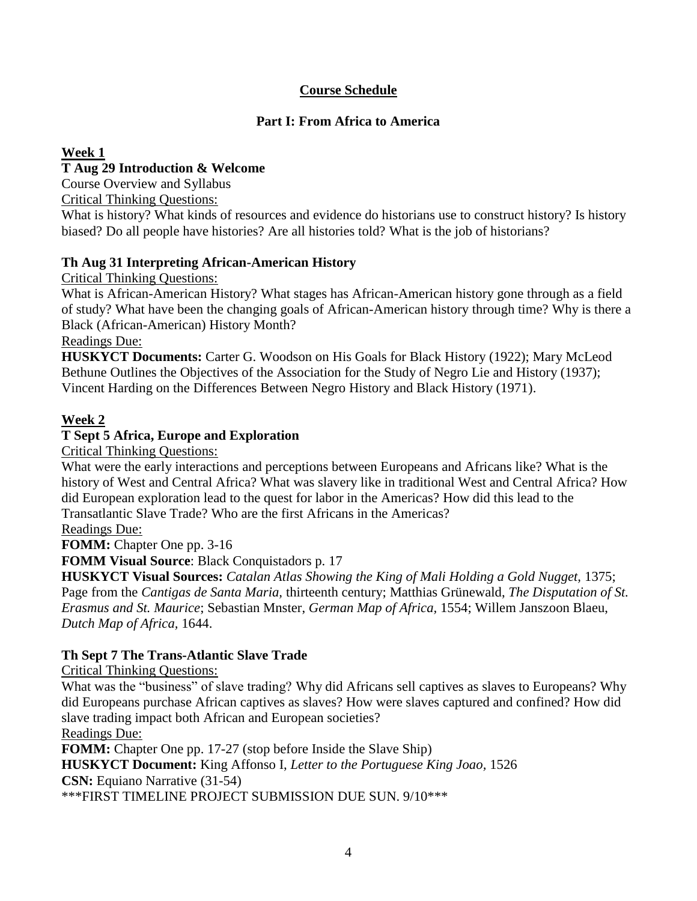## Course Schedule

### Part I: From Africa to America

**Week 1**

**T Aug 29 Introduction & Welcome**

Course Overview and Syllabus

Critical Thinking Questions:

What is history? What kinds of resources and evidence do historians use to construct history? Is history biased? Do all people have histories? Are all histories told? What is the job of historians?

**Th Aug 31 Interpreting African-American History**

Critical Thinking Questions:

What is African-American History? What stages has African-American history gone through as a field of study? What have been the changing goals of African-American history through time? Why is there a Black (African-American) History Month?

Readings Due:

**HUSKYCT Documents:** Carter G. Woodson on His Goals for Black History (1922); Mary McLeod Bethune Outlines the Objectives of the Association for the Study of Negro Lie and History (1937); Vincent Harding on the Differences Between Negro History and Black History (1971).

**Week 2**

**T Sept 5 Africa, Europe and Exploration**

Critical Thinking Questions:

What were the early interactions and perceptions between Europeans and Africans like? What is the history of West and Central Africa? What was slavery like in traditional West and Central Africa? How did European exploration lead to the quest for labor in the Americas? How did this lead to the Transatlantic Slave Trade? Who are the first Africans in the Americas?

Readings Due:

**FOMM:** Chapter One pp. 3-16

**FOMM Visual Source**: Black Conquistadors p. 17

**HUSKYCT Visual Sources:** *Catalan Atlas Showing the King of Mali Holding a Gold Nugget*, 1375; Page from the *Cantigas de Santa Maria*, thirteenth century; Matthias Grünewald, *The Disputation of St. Erasmus and St. Maurice*; Sebastian Mnster, *German Map of Africa*, 1554; Willem Janszoon Blaeu, *Dutch Map of Africa*, 1644.

**Th Sept 7 The Trans-Atlantic Slave Trade**

Critical Thinking Questions:

What was the "business" of slave trading? Why did Africans sell captives as slaves to Europeans? Why did Europeans purchase African captives as slaves? How were slaves captured and confined? How did slave trading impact both African and European societies?

Readings Due:

**FOMM:** Chapter One pp. 17-27 (stop before Inside the Slave Ship)

**HUSKYCT Document:** King Affonso I, *Letter to the Portuguese King Joao*, 1526

**CSN:** Equiano Narrative (31-54)

***FIRST TIMELINE PROJECT SUBMISSION DUE SUN. 9/10***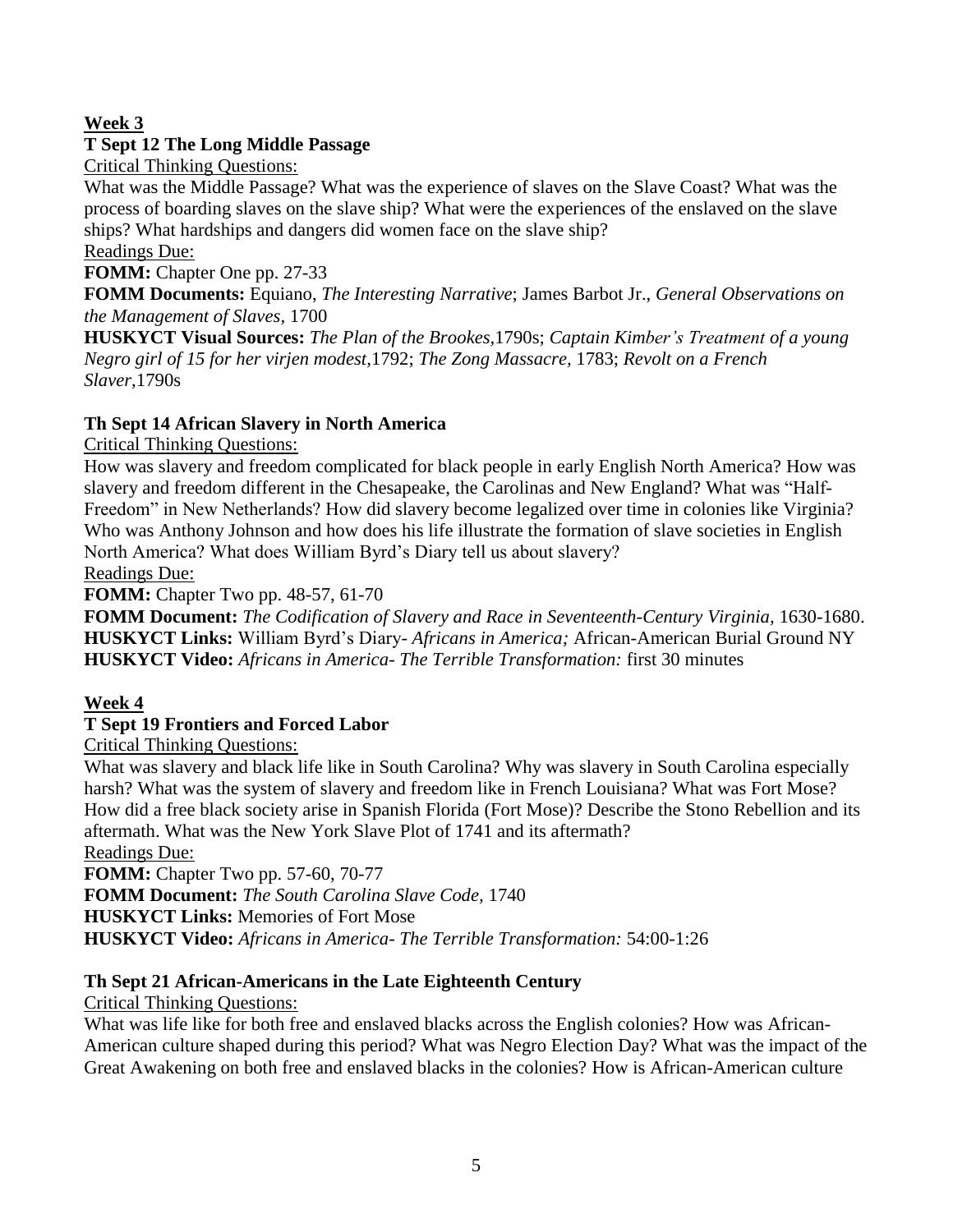**Week 3**

**T Sept 12 The Long Middle Passage**

Critical Thinking Questions:

What was the Middle Passage? What was the experience of slaves on the Slave Coast? What was the process of boarding slaves on the slave ship? What were the experiences of the enslaved on the slave ships? What hardships and dangers did women face on the slave ship?

Readings Due:

**FOMM:** Chapter One pp. 27-33

**FOMM Documents:** Equiano, *The Interesting Narrative*; James Barbot Jr., *General Observations on the Management of Slaves,* 1700

**HUSKYCT Visual Sources:** *The Plan of the Brookes,*1790s; *Captain Kimber's Treatment of a young Negro girl of 15 for her virjen modest,*1792; *The Zong Massacre,* 1783; *Revolt on a French Slaver,*1790s

**Th Sept 14 African Slavery in North America**

Critical Thinking Questions:

How was slavery and freedom complicated for black people in early English North America? How was slavery and freedom different in the Chesapeake, the Carolinas and New England? What was "Half-Freedom" in New Netherlands? How did slavery become legalized over time in colonies like Virginia? Who was Anthony Johnson and how does his life illustrate the formation of slave societies in English North America? What does William Byrd's Diary tell us about slavery?

Readings Due:

**FOMM:** Chapter Two pp. 48-57, 61-70

**FOMM Document:** *The Codification of Slavery and Race in Seventeenth-Century Virginia,* 1630-1680.

**HUSKYCT Links:** William Byrd's Diary- *Africans in America;* African-American Burial Ground NY

**HUSKYCT Video:** *Africans in America- The Terrible Transformation:* first 30 minutes

**Week 4**

**T Sept 19 Frontiers and Forced Labor**

Critical Thinking Questions:

What was slavery and black life like in South Carolina? Why was slavery in South Carolina especially harsh? What was the system of slavery and freedom like in French Louisiana? What was Fort Mose? How did a free black society arise in Spanish Florida (Fort Mose)? Describe the Stono Rebellion and its aftermath. What was the New York Slave Plot of 1741 and its aftermath?

Readings Due:

**FOMM:** Chapter Two pp. 57-60, 70-77

**FOMM Document:** *The South Carolina Slave Code,* 1740

**HUSKYCT Links:** Memories of Fort Mose

**HUSKYCT Video:** *Africans in America- The Terrible Transformation:* 54:00-1:26

**Th Sept 21 African-Americans in the Late Eighteenth Century**

Critical Thinking Questions:

What was life like for both free and enslaved blacks across the English colonies? How was African-American culture shaped during this period? What was Negro Election Day? What was the impact of the Great Awakening on both free and enslaved blacks in the colonies? How is African-American culture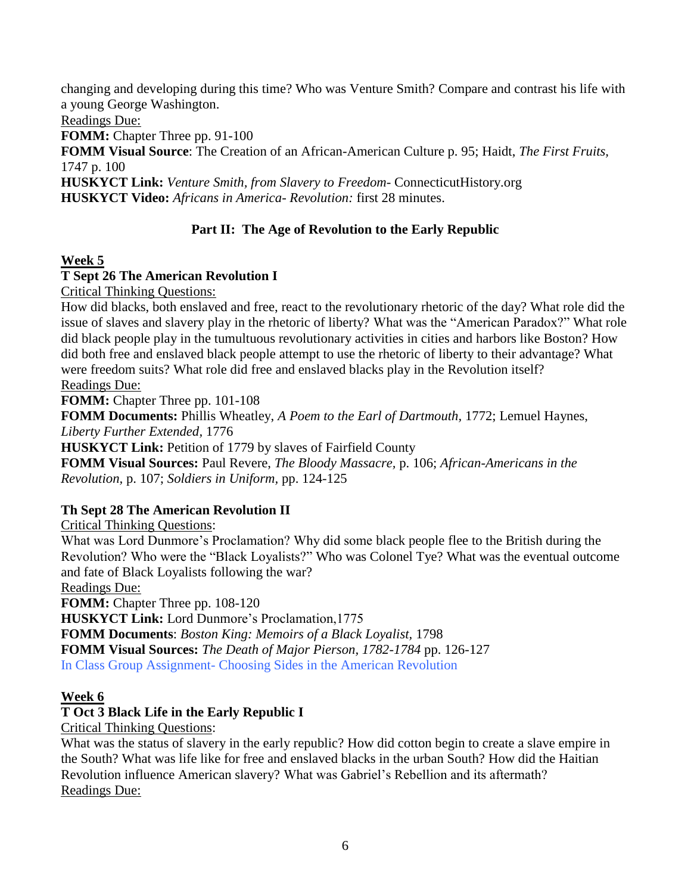changing and developing during this time? Who was Venture Smith? Compare and contrast his life with a young George Washington.

Readings Due:

**FOMM:** Chapter Three pp. 91-100

**FOMM Visual Source**: The Creation of an African-American Culture p. 95; Haidt, *The First Fruits,* 1747 p. 100

**HUSKYCT Link:** *Venture Smith, from Slavery to Freedom-* ConnecticutHistory.org

**HUSKYCT Video:** *Africans in America- Revolution:* first 28 minutes.

## Part II: The Age of Revolution to the Early Republic

### Week 5

**T Sept 26 The American Revolution I**

Critical Thinking Questions:

How did blacks, both enslaved and free, react to the revolutionary rhetoric of the day? What role did the issue of slaves and slavery play in the rhetoric of liberty? What was the "American Paradox?" What role did black people play in the tumultuous revolutionary activities in cities and harbors like Boston? How did both free and enslaved black people attempt to use the rhetoric of liberty to their advantage? What were freedom suits? What role did free and enslaved blacks play in the Revolution itself?

Readings Due:

**FOMM:** Chapter Three pp. 101-108

**FOMM Documents:** Phillis Wheatley, *A Poem to the Earl of Dartmouth,* 1772; Lemuel Haynes, *Liberty Further Extended,* 1776

**HUSKYCT Link:** Petition of 1779 by slaves of Fairfield County

**FOMM Visual Sources:** Paul Revere, *The Bloody Massacre,* p. 106; *African-Americans in the Revolution,* p. 107; *Soldiers in Uniform*, pp. 124-125

**Th Sept 28 The American Revolution II**

Critical Thinking Questions:

What was Lord Dunmore's Proclamation? Why did some black people flee to the British during the Revolution? Who were the "Black Loyalists?" Who was Colonel Tye? What was the eventual outcome and fate of Black Loyalists following the war?

Readings Due:

**FOMM:** Chapter Three pp. 108-120

**HUSKYCT Link:** Lord Dunmore's Proclamation,1775

**FOMM Documents**: *Boston King: Memoirs of a Black Loyalist,* 1798

**FOMM Visual Sources:** *The Death of Major Pierson, 1782-1784* pp. 126-127

In Class Group Assignment- Choosing Sides in the American Revolution

### Week 6

**T Oct 3 Black Life in the Early Republic I**

Critical Thinking Questions:

What was the status of slavery in the early republic? How did cotton begin to create a slave empire in the South? What was life like for free and enslaved blacks in the urban South? How did the Haitian Revolution influence American slavery? What was Gabriel's Rebellion and its aftermath?

Readings Due: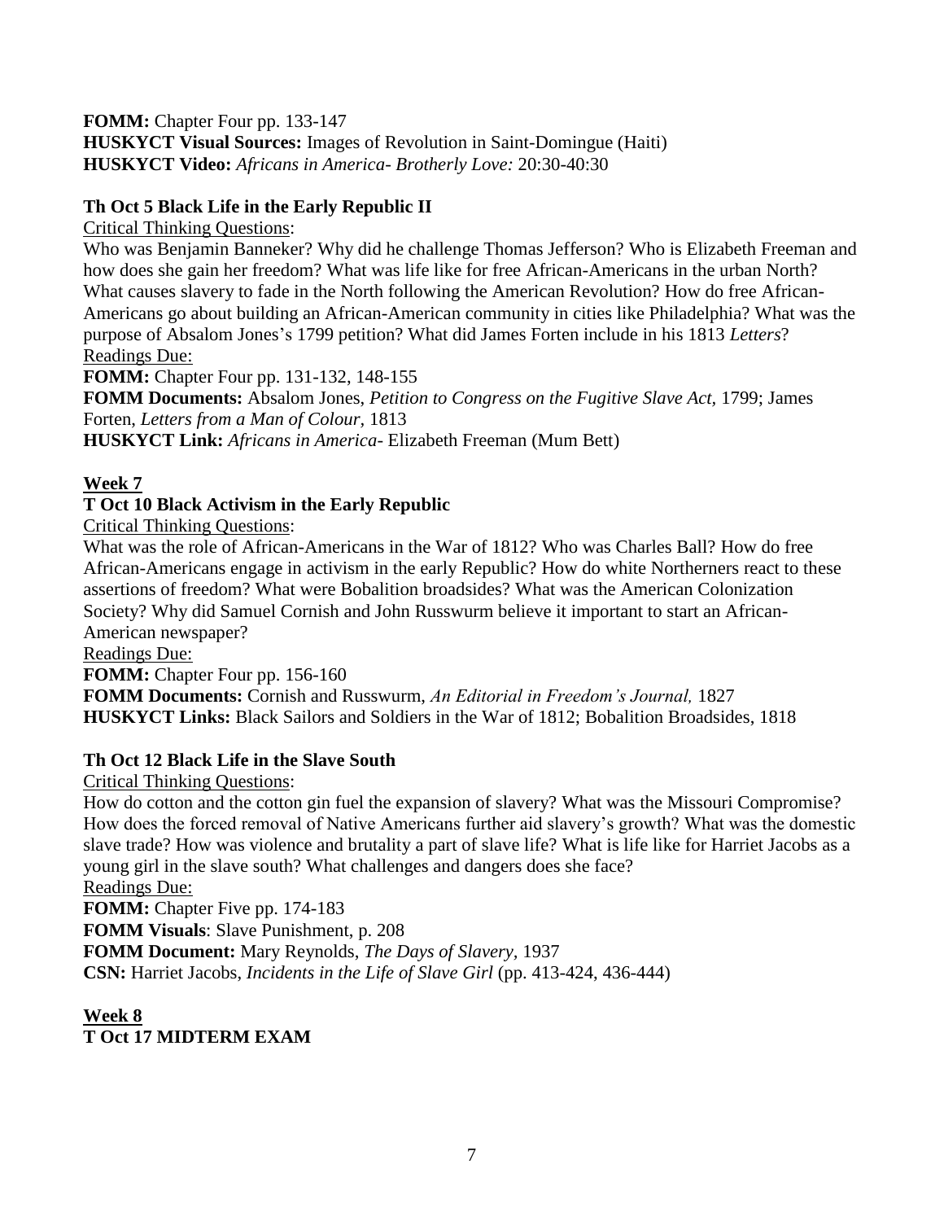**FOMM:** Chapter Four pp. 133-147
**HUSKYCT Visual Sources:** Images of Revolution in Saint-Domingue (Haiti)
**HUSKYCT Video:** *Africans in America- Brotherly Love:* 20:30-40:30

**Th Oct 5 Black Life in the Early Republic II**

Critical Thinking Questions:

Who was Benjamin Banneker? Why did he challenge Thomas Jefferson? Who is Elizabeth Freeman and how does she gain her freedom? What was life like for free African-Americans in the urban North? What causes slavery to fade in the North following the American Revolution? How do free African-Americans go about building an African-American community in cities like Philadelphia? What was the purpose of Absalom Jones's 1799 petition? What did James Forten include in his 1813 *Letters*?

Readings Due:

**FOMM:** Chapter Four pp. 131-132, 148-155
**FOMM Documents:** Absalom Jones, *Petition to Congress on the Fugitive Slave Act,* 1799; James Forten, *Letters from a Man of Colour,* 1813
**HUSKYCT Link:** *Africans in America-* Elizabeth Freeman (Mum Bett)

**Week 7**

**T Oct 10 Black Activism in the Early Republic**

Critical Thinking Questions:

What was the role of African-Americans in the War of 1812? Who was Charles Ball? How do free African-Americans engage in activism in the early Republic? How do white Northerners react to these assertions of freedom? What were Bobalition broadsides? What was the American Colonization Society? Why did Samuel Cornish and John Russwurm believe it important to start an African-American newspaper?

Readings Due:

**FOMM:** Chapter Four pp. 156-160
**FOMM Documents:** Cornish and Russwurm, *An Editorial in Freedom's Journal,* 1827
**HUSKYCT Links:** Black Sailors and Soldiers in the War of 1812; Bobalition Broadsides, 1818

**Th Oct 12 Black Life in the Slave South**

Critical Thinking Questions:

How do cotton and the cotton gin fuel the expansion of slavery? What was the Missouri Compromise? How does the forced removal of Native Americans further aid slavery's growth? What was the domestic slave trade? How was violence and brutality a part of slave life? What is life like for Harriet Jacobs as a young girl in the slave south? What challenges and dangers does she face?

Readings Due:

**FOMM:** Chapter Five pp. 174-183
**FOMM Visuals**: Slave Punishment, p. 208
**FOMM Document:** Mary Reynolds, *The Days of Slavery,* 1937
**CSN:** Harriet Jacobs, *Incidents in the Life of Slave Girl* (pp. 413-424, 436-444)

**Week 8**

**T Oct 17 MIDTERM EXAM**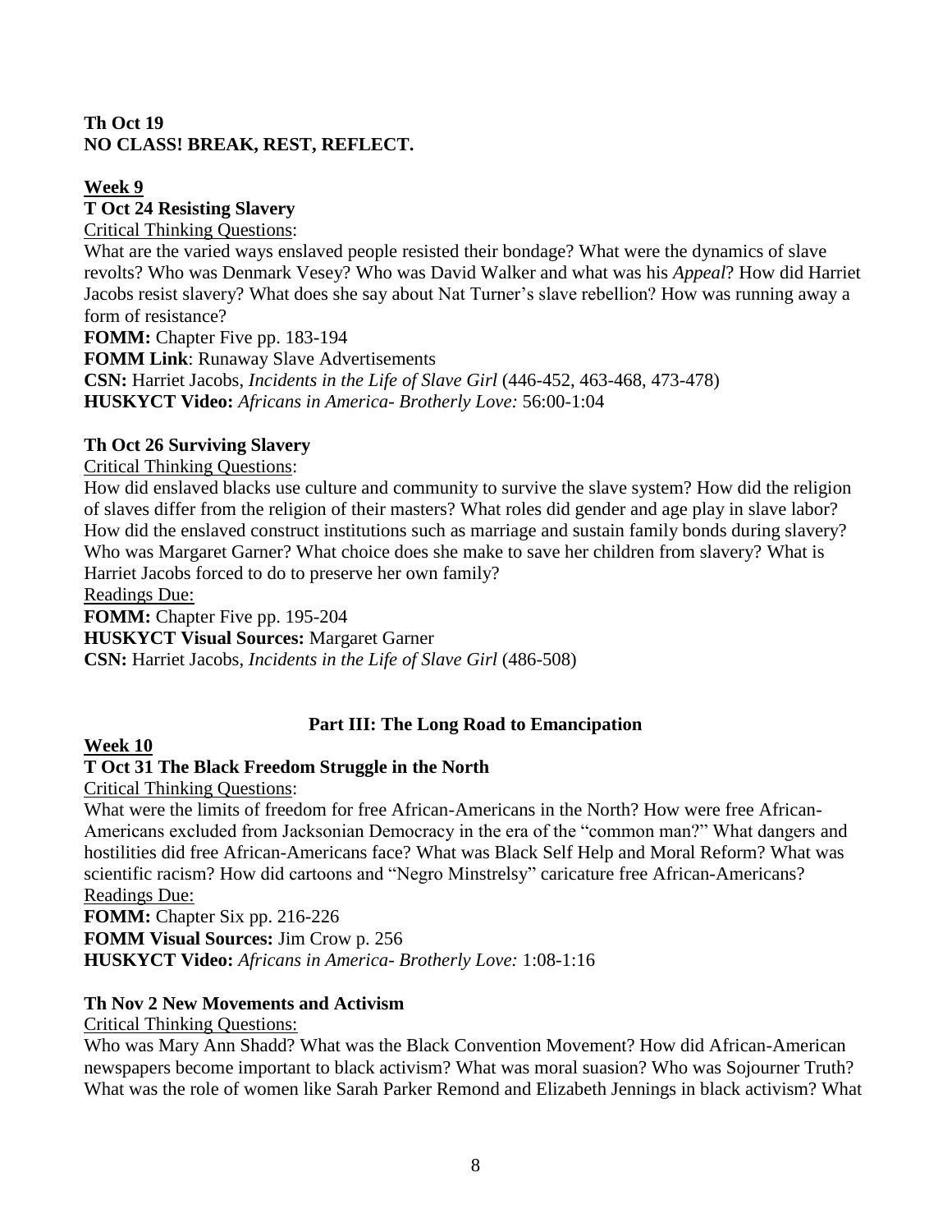**Th Oct 19**
**NO CLASS! BREAK, REST, REFLECT.**

**Week 9**

**T Oct 24 Resisting Slavery**

Critical Thinking Questions:

What are the varied ways enslaved people resisted their bondage? What were the dynamics of slave revolts? Who was Denmark Vesey? Who was David Walker and what was his *Appeal*? How did Harriet Jacobs resist slavery? What does she say about Nat Turner's slave rebellion? How was running away a form of resistance?

**FOMM:** Chapter Five pp. 183-194

**FOMM Link**: Runaway Slave Advertisements

**CSN:** Harriet Jacobs, *Incidents in the Life of Slave Girl* (446-452, 463-468, 473-478)

**HUSKYCT Video:** *Africans in America- Brotherly Love:* 56:00-1:04

**Th Oct 26 Surviving Slavery**

Critical Thinking Questions:

How did enslaved blacks use culture and community to survive the slave system? How did the religion of slaves differ from the religion of their masters? What roles did gender and age play in slave labor? How did the enslaved construct institutions such as marriage and sustain family bonds during slavery? Who was Margaret Garner? What choice does she make to save her children from slavery? What is Harriet Jacobs forced to do to preserve her own family?

Readings Due:

**FOMM:** Chapter Five pp. 195-204

**HUSKYCT Visual Sources:** Margaret Garner

**CSN:** Harriet Jacobs, *Incidents in the Life of Slave Girl* (486-508)

## Part III: The Long Road to Emancipation

**Week 10**

**T Oct 31 The Black Freedom Struggle in the North**

Critical Thinking Questions:

What were the limits of freedom for free African-Americans in the North? How were free African-Americans excluded from Jacksonian Democracy in the era of the "common man?" What dangers and hostilities did free African-Americans face? What was Black Self Help and Moral Reform? What was scientific racism? How did cartoons and "Negro Minstrelsy" caricature free African-Americans?

Readings Due:

**FOMM:** Chapter Six pp. 216-226

**FOMM Visual Sources:** Jim Crow p. 256

**HUSKYCT Video:** *Africans in America- Brotherly Love:* 1:08-1:16

**Th Nov 2 New Movements and Activism**

Critical Thinking Questions:

Who was Mary Ann Shadd? What was the Black Convention Movement? How did African-American newspapers become important to black activism? What was moral suasion? Who was Sojourner Truth? What was the role of women like Sarah Parker Remond and Elizabeth Jennings in black activism? What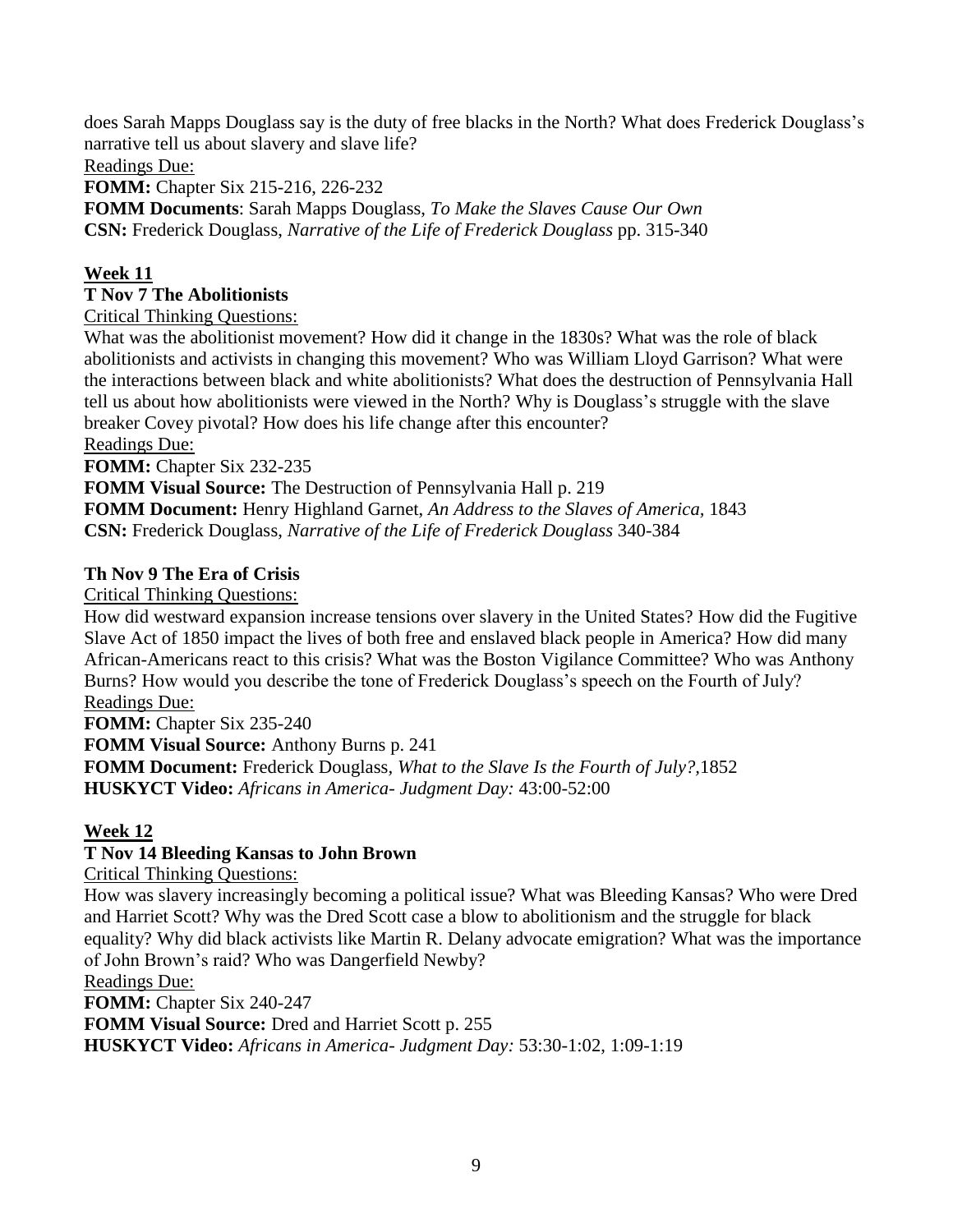does Sarah Mapps Douglass say is the duty of free blacks in the North? What does Frederick Douglass's narrative tell us about slavery and slave life?

Readings Due:

**FOMM:** Chapter Six 215-216, 226-232

**FOMM Documents**: Sarah Mapps Douglass, *To Make the Slaves Cause Our Own*

**CSN:** Frederick Douglass, *Narrative of the Life of Frederick Douglass* pp. 315-340

## Week 11

### T Nov 7 The Abolitionists

Critical Thinking Questions:

What was the abolitionist movement? How did it change in the 1830s? What was the role of black abolitionists and activists in changing this movement? Who was William Lloyd Garrison? What were the interactions between black and white abolitionists? What does the destruction of Pennsylvania Hall tell us about how abolitionists were viewed in the North? Why is Douglass's struggle with the slave breaker Covey pivotal? How does his life change after this encounter?

Readings Due:

**FOMM:** Chapter Six 232-235

**FOMM Visual Source:** The Destruction of Pennsylvania Hall p. 219

**FOMM Document:** Henry Highland Garnet, *An Address to the Slaves of America,* 1843

**CSN:** Frederick Douglass, *Narrative of the Life of Frederick Douglass* 340-384

### Th Nov 9 The Era of Crisis

Critical Thinking Questions:

How did westward expansion increase tensions over slavery in the United States? How did the Fugitive Slave Act of 1850 impact the lives of both free and enslaved black people in America? How did many African-Americans react to this crisis? What was the Boston Vigilance Committee? Who was Anthony Burns? How would you describe the tone of Frederick Douglass's speech on the Fourth of July?

Readings Due:

**FOMM:** Chapter Six 235-240

**FOMM Visual Source:** Anthony Burns p. 241

**FOMM Document:** Frederick Douglass, *What to the Slave Is the Fourth of July?,*1852

**HUSKYCT Video:** *Africans in America- Judgment Day:* 43:00-52:00

## Week 12

### T Nov 14 Bleeding Kansas to John Brown

Critical Thinking Questions:

How was slavery increasingly becoming a political issue? What was Bleeding Kansas? Who were Dred and Harriet Scott? Why was the Dred Scott case a blow to abolitionism and the struggle for black equality? Why did black activists like Martin R. Delany advocate emigration? What was the importance of John Brown's raid? Who was Dangerfield Newby?

Readings Due:

**FOMM:** Chapter Six 240-247

**FOMM Visual Source:** Dred and Harriet Scott p. 255

**HUSKYCT Video:** *Africans in America- Judgment Day:* 53:30-1:02, 1:09-1:19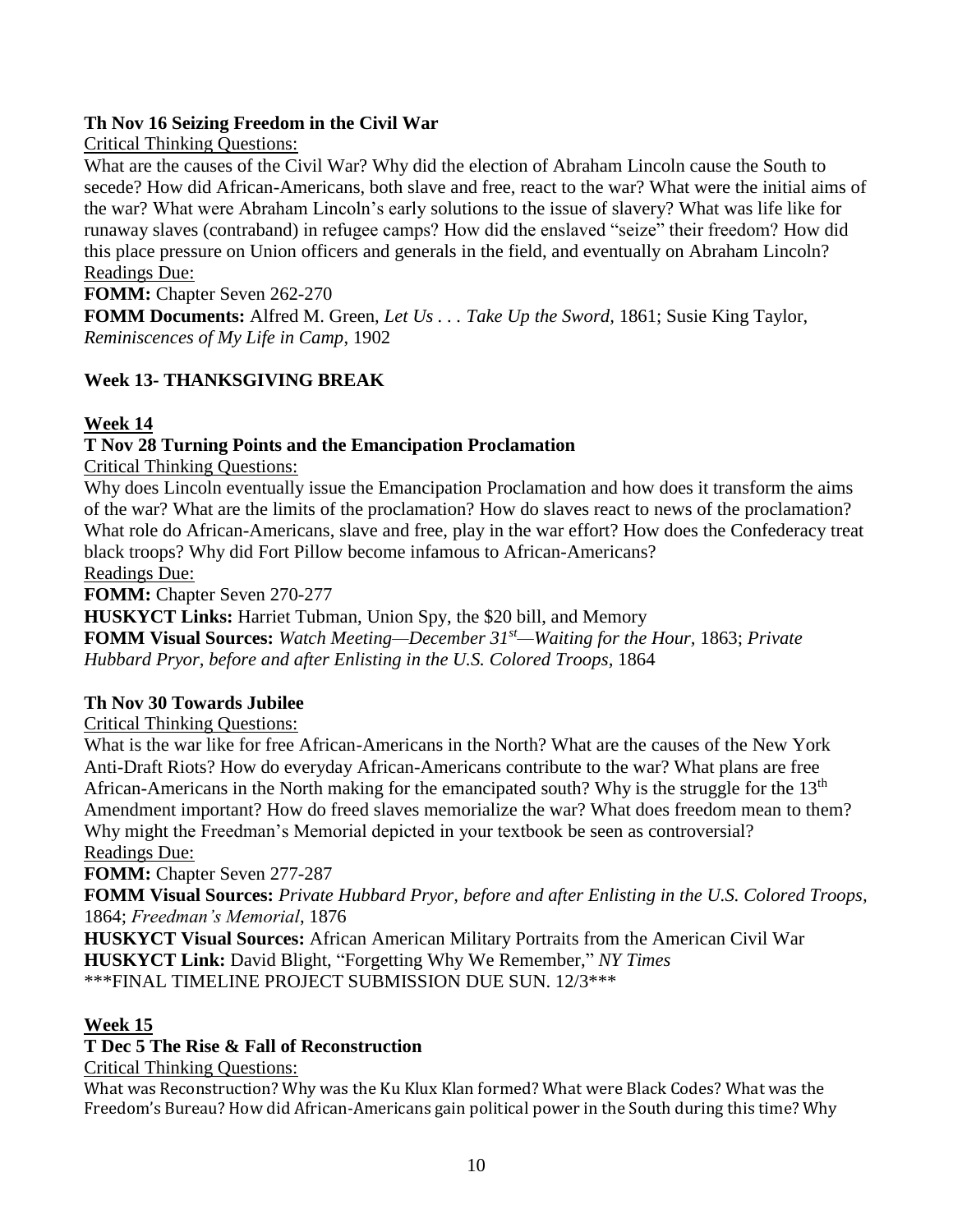**Th Nov 16 Seizing Freedom in the Civil War**

Critical Thinking Questions:

What are the causes of the Civil War? Why did the election of Abraham Lincoln cause the South to secede? How did African-Americans, both slave and free, react to the war? What were the initial aims of the war? What were Abraham Lincoln's early solutions to the issue of slavery? What was life like for runaway slaves (contraband) in refugee camps? How did the enslaved "seize" their freedom? How did this place pressure on Union officers and generals in the field, and eventually on Abraham Lincoln?

Readings Due:

**FOMM:** Chapter Seven 262-270

**FOMM Documents:** Alfred M. Green, *Let Us . . . Take Up the Sword*, 1861; Susie King Taylor, *Reminiscences of My Life in Camp*, 1902

## Week 13- THANKSGIVING BREAK

## Week 14

**T Nov 28 Turning Points and the Emancipation Proclamation**

Critical Thinking Questions:

Why does Lincoln eventually issue the Emancipation Proclamation and how does it transform the aims of the war? What are the limits of the proclamation? How do slaves react to news of the proclamation? What role do African-Americans, slave and free, play in the war effort? How does the Confederacy treat black troops? Why did Fort Pillow become infamous to African-Americans?

Readings Due:

**FOMM:** Chapter Seven 270-277

**HUSKYCT Links:** Harriet Tubman, Union Spy, the $20 bill, and Memory

**FOMM Visual Sources:** *Watch Meeting—December 31st—Waiting for the Hour*, 1863; *Private Hubbard Pryor, before and after Enlisting in the U.S. Colored Troops*, 1864

**Th Nov 30 Towards Jubilee**

Critical Thinking Questions:

What is the war like for free African-Americans in the North? What are the causes of the New York Anti-Draft Riots? How do everyday African-Americans contribute to the war? What plans are free African-Americans in the North making for the emancipated south? Why is the struggle for the 13th Amendment important? How do freed slaves memorialize the war? What does freedom mean to them? Why might the Freedman's Memorial depicted in your textbook be seen as controversial?

Readings Due:

**FOMM:** Chapter Seven 277-287

**FOMM Visual Sources:** *Private Hubbard Pryor, before and after Enlisting in the U.S. Colored Troops*, 1864; *Freedman's Memorial*, 1876

**HUSKYCT Visual Sources:** African American Military Portraits from the American Civil War

**HUSKYCT Link:** David Blight, "Forgetting Why We Remember," *NY Times*

***FINAL TIMELINE PROJECT SUBMISSION DUE SUN. 12/3***

## Week 15

**T Dec 5 The Rise & Fall of Reconstruction**

Critical Thinking Questions:

What was Reconstruction? Why was the Ku Klux Klan formed? What were Black Codes? What was the Freedom's Bureau? How did African-Americans gain political power in the South during this time? Why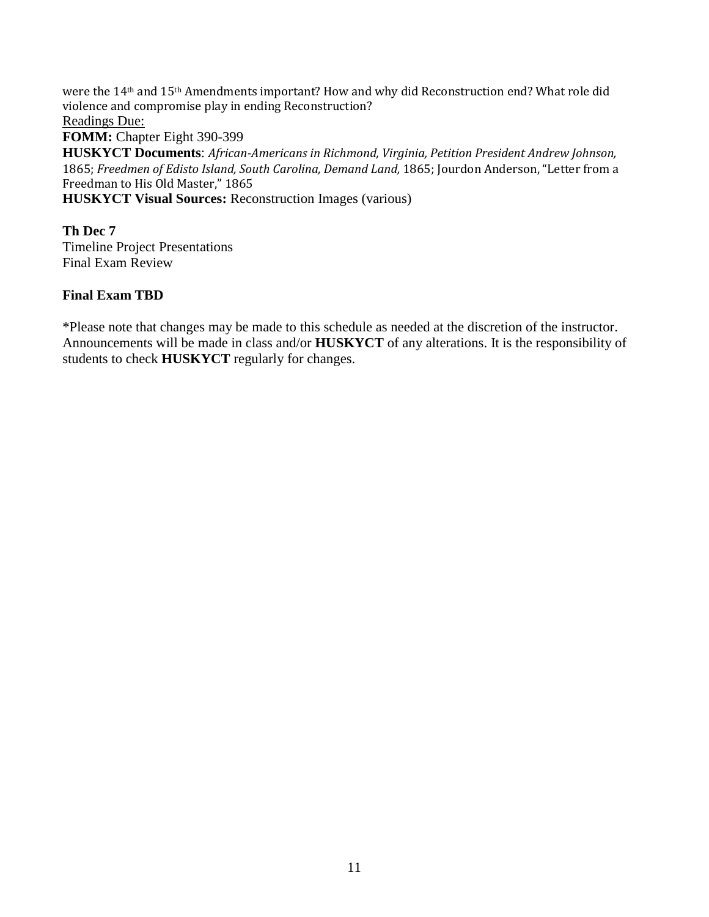were the 14th and 15th Amendments important? How and why did Reconstruction end? What role did violence and compromise play in ending Reconstruction?

Readings Due:

**FOMM:** Chapter Eight 390-399

**HUSKYCT Documents**: *African-Americans in Richmond, Virginia, Petition President Andrew Johnson,* 1865; *Freedmen of Edisto Island, South Carolina, Demand Land,* 1865; Jourdon Anderson, "Letter from a Freedman to His Old Master," 1865

**HUSKYCT Visual Sources:** Reconstruction Images (various)

**Th Dec 7**

Timeline Project Presentations

Final Exam Review

**Final Exam TBD**

*Please note that changes may be made to this schedule as needed at the discretion of the instructor. Announcements will be made in class and/or **HUSKYCT** of any alterations. It is the responsibility of students to check **HUSKYCT** regularly for changes.